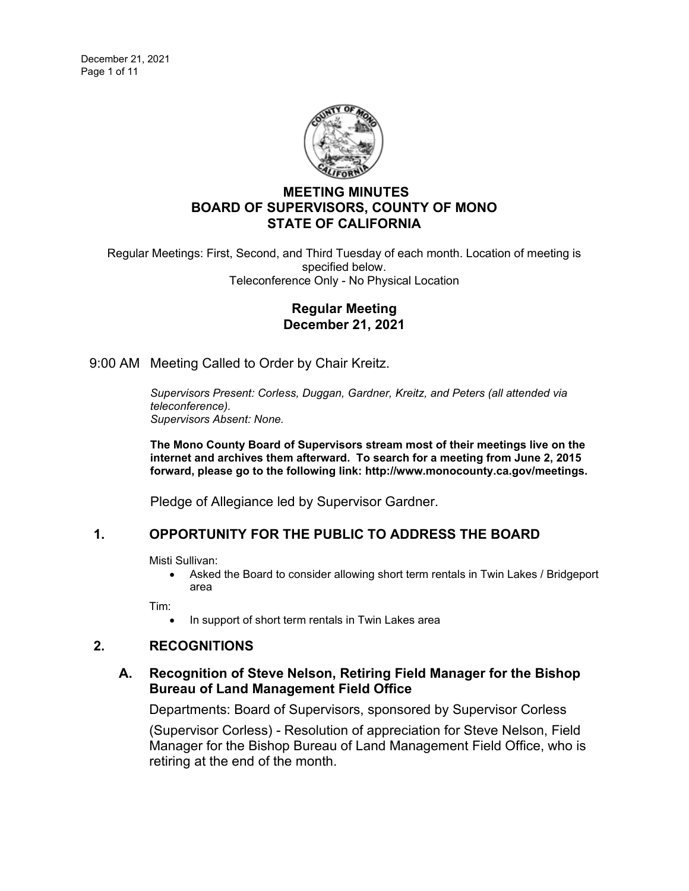# MEETING MINUTES
# BOARD OF SUPERVISORS, COUNTY OF MONO
# STATE OF CALIFORNIA

Regular Meetings: First, Second, and Third Tuesday of each month. Location of meeting is specified below.
Teleconference Only - No Physical Location

## Regular Meeting
## December 21, 2021

9:00 AM Meeting Called to Order by Chair Kreitz.

*Supervisors Present: Corless, Duggan, Gardner, Kreitz, and Peters (all attended via teleconference).*
*Supervisors Absent: None.*

**The Mono County Board of Supervisors stream most of their meetings live on the internet and archives them afterward. To search for a meeting from June 2, 2015 forward, please go to the following link: http://www.monocounty.ca.gov/meetings.**

Pledge of Allegiance led by Supervisor Gardner.

## 1. OPPORTUNITY FOR THE PUBLIC TO ADDRESS THE BOARD

Misti Sullivan:

- Asked the Board to consider allowing short term rentals in Twin Lakes / Bridgeport area

Tim:

- In support of short term rentals in Twin Lakes area

## 2. RECOGNITIONS

### A. Recognition of Steve Nelson, Retiring Field Manager for the Bishop Bureau of Land Management Field Office

Departments: Board of Supervisors, sponsored by Supervisor Corless

(Supervisor Corless) - Resolution of appreciation for Steve Nelson, Field Manager for the Bishop Bureau of Land Management Field Office, who is retiring at the end of the month.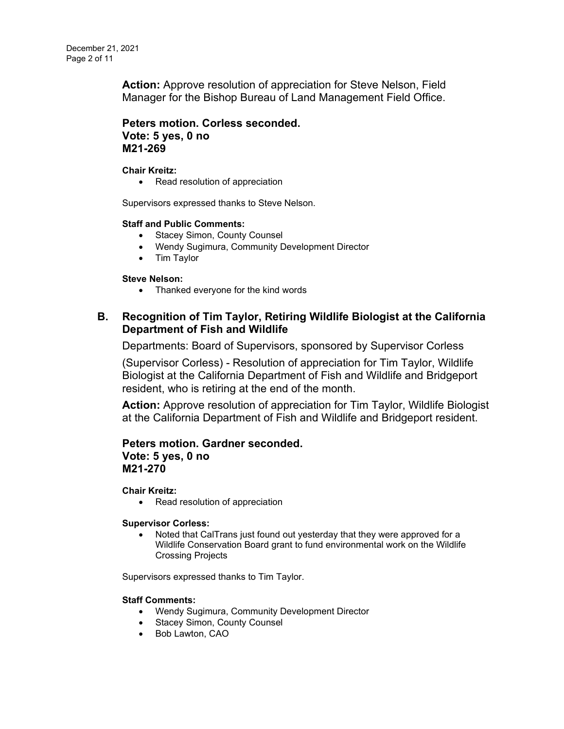**Action:** Approve resolution of appreciation for Steve Nelson, Field Manager for the Bishop Bureau of Land Management Field Office.

**Peters motion. Corless seconded.**
**Vote: 5 yes, 0 no**
**M21-269**

**Chair Kreitz:**

- Read resolution of appreciation

Supervisors expressed thanks to Steve Nelson.

**Staff and Public Comments:**

- Stacey Simon, County Counsel
- Wendy Sugimura, Community Development Director
- Tim Taylor

**Steve Nelson:**

- Thanked everyone for the kind words

## B. Recognition of Tim Taylor, Retiring Wildlife Biologist at the California Department of Fish and Wildlife

Departments: Board of Supervisors, sponsored by Supervisor Corless

(Supervisor Corless) - Resolution of appreciation for Tim Taylor, Wildlife Biologist at the California Department of Fish and Wildlife and Bridgeport resident, who is retiring at the end of the month.

**Action:** Approve resolution of appreciation for Tim Taylor, Wildlife Biologist at the California Department of Fish and Wildlife and Bridgeport resident.

**Peters motion. Gardner seconded.**
**Vote: 5 yes, 0 no**
**M21-270**

**Chair Kreitz:**

- Read resolution of appreciation

**Supervisor Corless:**

- Noted that CalTrans just found out yesterday that they were approved for a Wildlife Conservation Board grant to fund environmental work on the Wildlife Crossing Projects

Supervisors expressed thanks to Tim Taylor.

**Staff Comments:**

- Wendy Sugimura, Community Development Director
- Stacey Simon, County Counsel
- Bob Lawton, CAO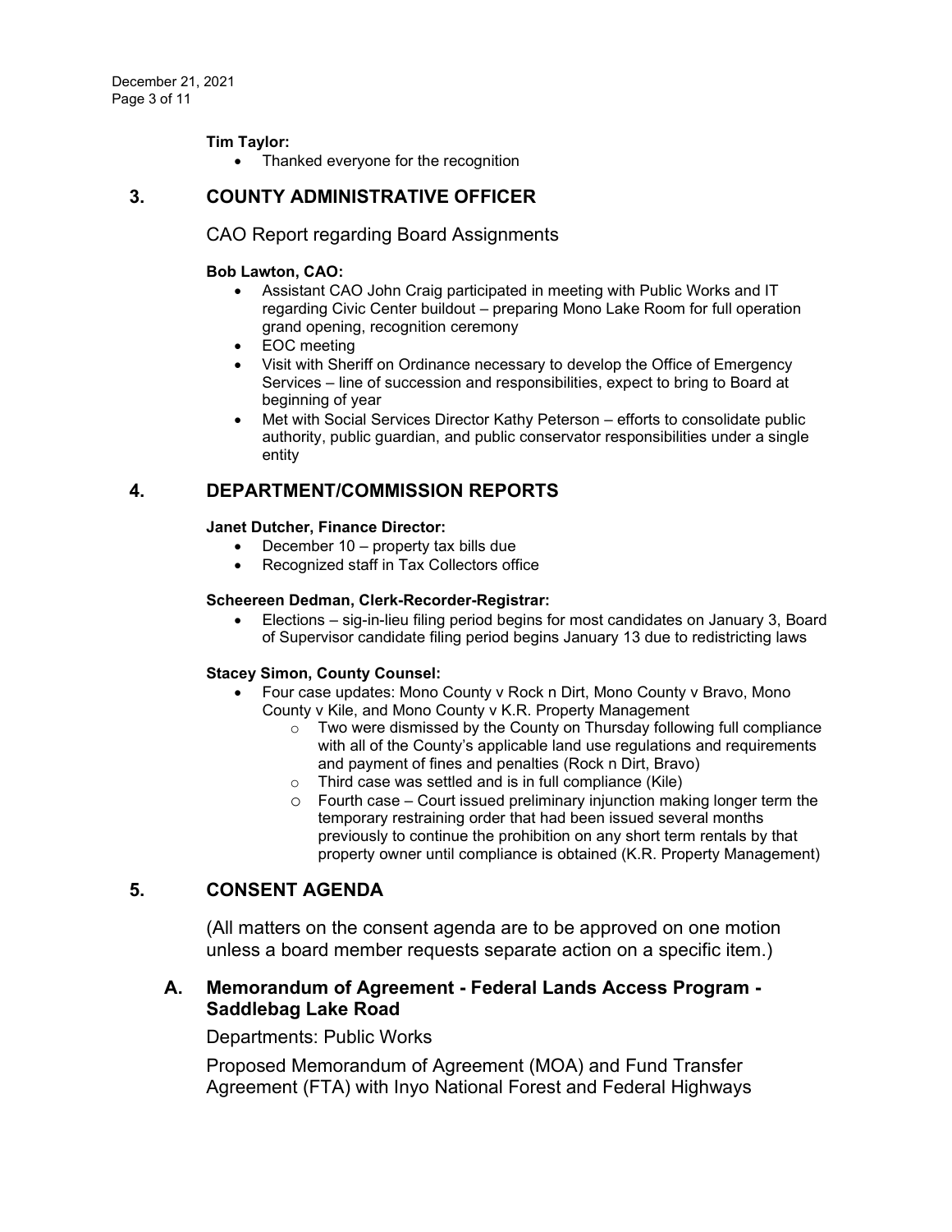**Tim Taylor:**

- Thanked everyone for the recognition

## 3. COUNTY ADMINISTRATIVE OFFICER

CAO Report regarding Board Assignments

**Bob Lawton, CAO:**

- Assistant CAO John Craig participated in meeting with Public Works and IT regarding Civic Center buildout – preparing Mono Lake Room for full operation grand opening, recognition ceremony
- EOC meeting
- Visit with Sheriff on Ordinance necessary to develop the Office of Emergency Services – line of succession and responsibilities, expect to bring to Board at beginning of year
- Met with Social Services Director Kathy Peterson – efforts to consolidate public authority, public guardian, and public conservator responsibilities under a single entity

## 4. DEPARTMENT/COMMISSION REPORTS

**Janet Dutcher, Finance Director:**

- December 10 – property tax bills due
- Recognized staff in Tax Collectors office

**Scheereen Dedman, Clerk-Recorder-Registrar:**

- Elections – sig-in-lieu filing period begins for most candidates on January 3, Board of Supervisor candidate filing period begins January 13 due to redistricting laws

**Stacey Simon, County Counsel:**

- Four case updates: Mono County v Rock n Dirt, Mono County v Bravo, Mono County v Kile, and Mono County v K.R. Property Management
  - Two were dismissed by the County on Thursday following full compliance with all of the County's applicable land use regulations and requirements and payment of fines and penalties (Rock n Dirt, Bravo)
  - Third case was settled and is in full compliance (Kile)
  - Fourth case – Court issued preliminary injunction making longer term the temporary restraining order that had been issued several months previously to continue the prohibition on any short term rentals by that property owner until compliance is obtained (K.R. Property Management)

## 5. CONSENT AGENDA

(All matters on the consent agenda are to be approved on one motion unless a board member requests separate action on a specific item.)

### A. Memorandum of Agreement - Federal Lands Access Program - Saddlebag Lake Road

Departments: Public Works

Proposed Memorandum of Agreement (MOA) and Fund Transfer Agreement (FTA) with Inyo National Forest and Federal Highways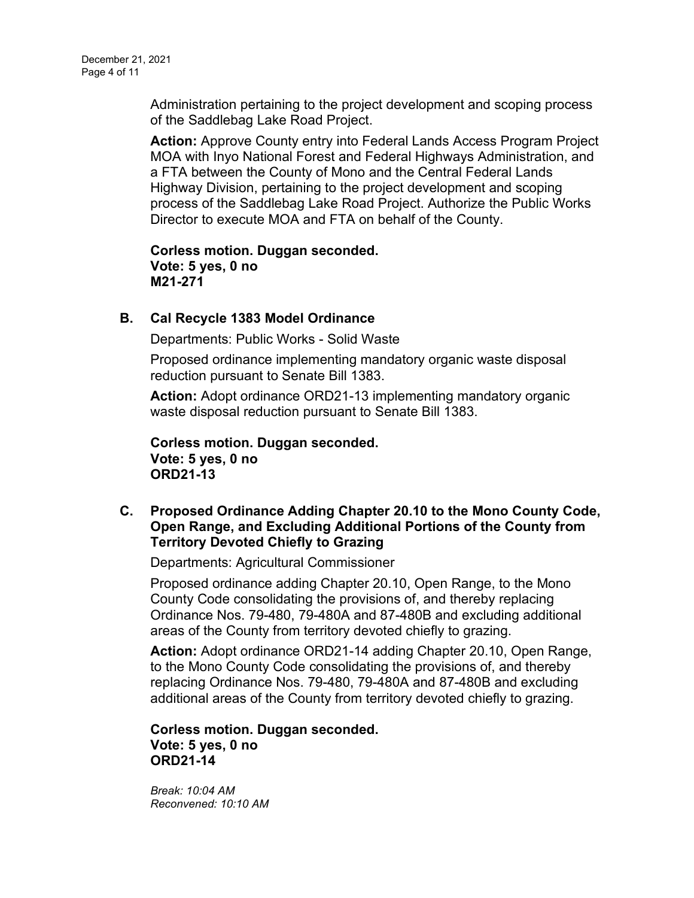Administration pertaining to the project development and scoping process of the Saddlebag Lake Road Project.

**Action:** Approve County entry into Federal Lands Access Program Project MOA with Inyo National Forest and Federal Highways Administration, and a FTA between the County of Mono and the Central Federal Lands Highway Division, pertaining to the project development and scoping process of the Saddlebag Lake Road Project. Authorize the Public Works Director to execute MOA and FTA on behalf of the County.

**Corless motion. Duggan seconded.**
**Vote: 5 yes, 0 no**
**M21-271**

### B. Cal Recycle 1383 Model Ordinance

Departments: Public Works - Solid Waste

Proposed ordinance implementing mandatory organic waste disposal reduction pursuant to Senate Bill 1383.

**Action:** Adopt ordinance ORD21-13 implementing mandatory organic waste disposal reduction pursuant to Senate Bill 1383.

**Corless motion. Duggan seconded.**
**Vote: 5 yes, 0 no**
**ORD21-13**

### C. Proposed Ordinance Adding Chapter 20.10 to the Mono County Code, Open Range, and Excluding Additional Portions of the County from Territory Devoted Chiefly to Grazing

Departments: Agricultural Commissioner

Proposed ordinance adding Chapter 20.10, Open Range, to the Mono County Code consolidating the provisions of, and thereby replacing Ordinance Nos. 79-480, 79-480A and 87-480B and excluding additional areas of the County from territory devoted chiefly to grazing.

**Action:** Adopt ordinance ORD21-14 adding Chapter 20.10, Open Range, to the Mono County Code consolidating the provisions of, and thereby replacing Ordinance Nos. 79-480, 79-480A and 87-480B and excluding additional areas of the County from territory devoted chiefly to grazing.

**Corless motion. Duggan seconded.**
**Vote: 5 yes, 0 no**
**ORD21-14**

*Break: 10:04 AM*
*Reconvened: 10:10 AM*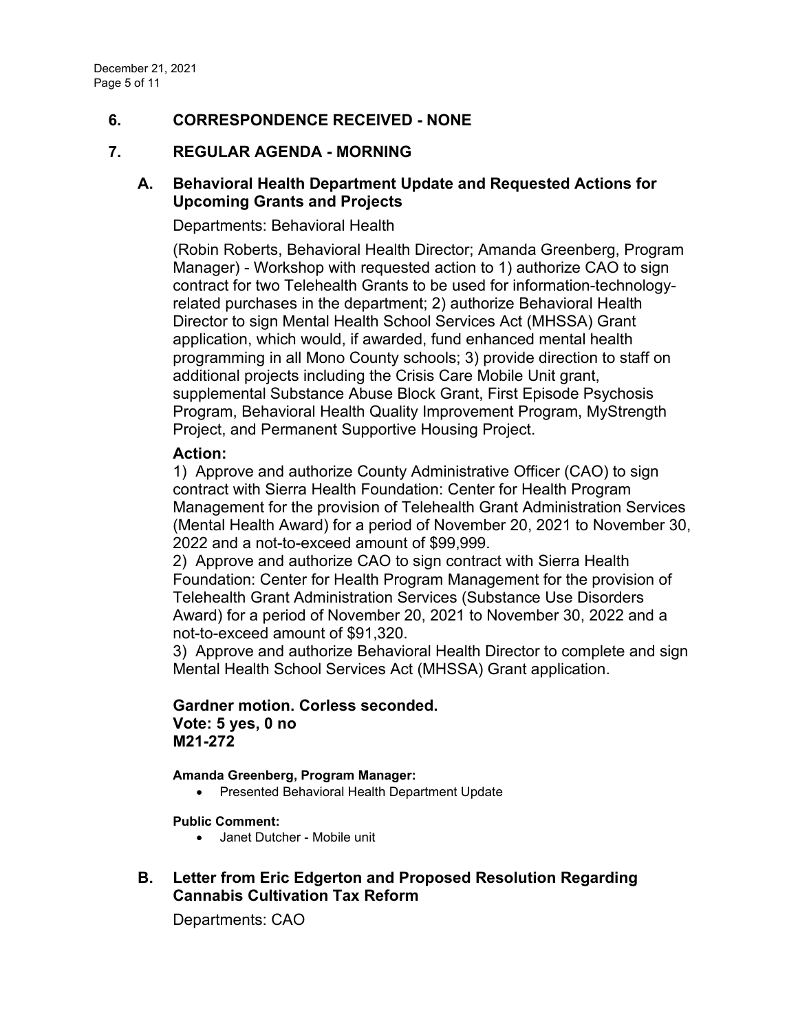## 6. CORRESPONDENCE RECEIVED - NONE

## 7. REGULAR AGENDA - MORNING

### A. Behavioral Health Department Update and Requested Actions for Upcoming Grants and Projects

Departments: Behavioral Health

(Robin Roberts, Behavioral Health Director; Amanda Greenberg, Program Manager) - Workshop with requested action to 1) authorize CAO to sign contract for two Telehealth Grants to be used for information-technology-related purchases in the department; 2) authorize Behavioral Health Director to sign Mental Health School Services Act (MHSSA) Grant application, which would, if awarded, fund enhanced mental health programming in all Mono County schools; 3) provide direction to staff on additional projects including the Crisis Care Mobile Unit grant, supplemental Substance Abuse Block Grant, First Episode Psychosis Program, Behavioral Health Quality Improvement Program, MyStrength Project, and Permanent Supportive Housing Project.

**Action:**

1) Approve and authorize County Administrative Officer (CAO) to sign contract with Sierra Health Foundation: Center for Health Program Management for the provision of Telehealth Grant Administration Services (Mental Health Award) for a period of November 20, 2021 to November 30, 2022 and a not-to-exceed amount of $99,999.

2) Approve and authorize CAO to sign contract with Sierra Health Foundation: Center for Health Program Management for the provision of Telehealth Grant Administration Services (Substance Use Disorders Award) for a period of November 20, 2021 to November 30, 2022 and a not-to-exceed amount of $91,320.

3) Approve and authorize Behavioral Health Director to complete and sign Mental Health School Services Act (MHSSA) Grant application.

**Gardner motion. Corless seconded.**
**Vote: 5 yes, 0 no**
**M21-272**

**Amanda Greenberg, Program Manager:**

- Presented Behavioral Health Department Update

**Public Comment:**

- Janet Dutcher - Mobile unit

### B. Letter from Eric Edgerton and Proposed Resolution Regarding Cannabis Cultivation Tax Reform

Departments: CAO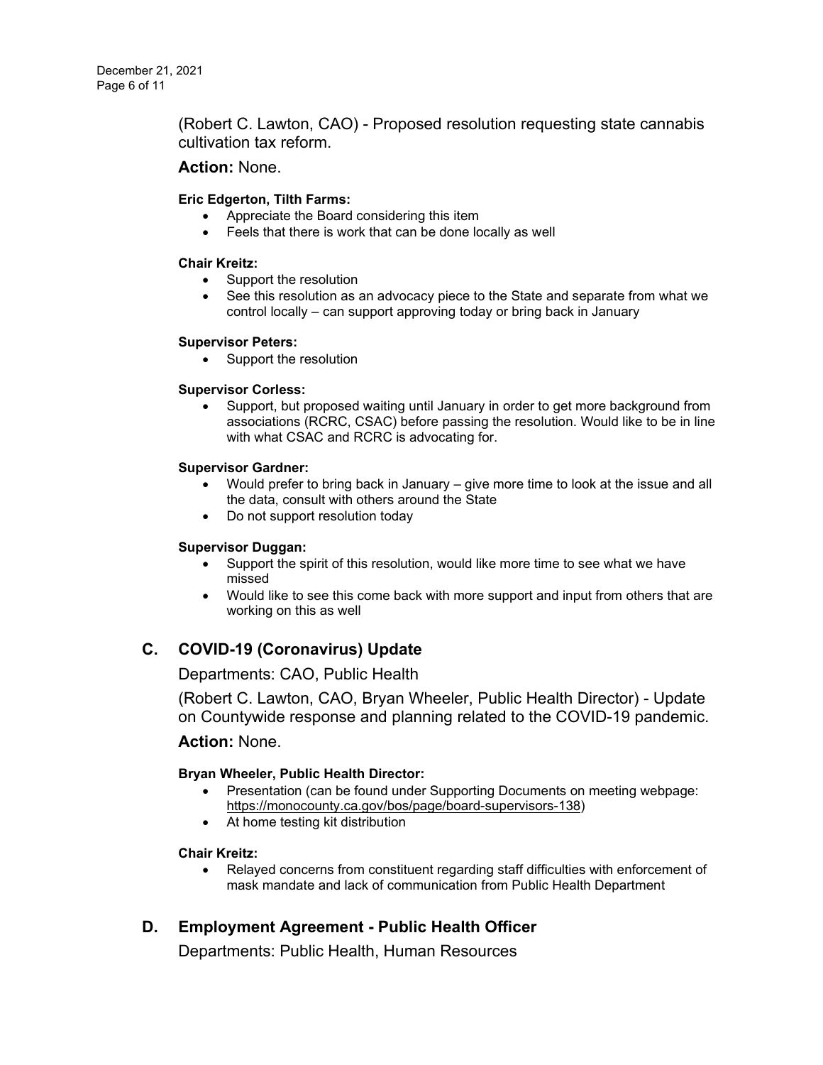(Robert C. Lawton, CAO) - Proposed resolution requesting state cannabis cultivation tax reform.

**Action:** None.

**Eric Edgerton, Tilth Farms:**

- Appreciate the Board considering this item
- Feels that there is work that can be done locally as well

**Chair Kreitz:**

- Support the resolution
- See this resolution as an advocacy piece to the State and separate from what we control locally – can support approving today or bring back in January

**Supervisor Peters:**

- Support the resolution

**Supervisor Corless:**

- Support, but proposed waiting until January in order to get more background from associations (RCRC, CSAC) before passing the resolution. Would like to be in line with what CSAC and RCRC is advocating for.

**Supervisor Gardner:**

- Would prefer to bring back in January – give more time to look at the issue and all the data, consult with others around the State
- Do not support resolution today

**Supervisor Duggan:**

- Support the spirit of this resolution, would like more time to see what we have missed
- Would like to see this come back with more support and input from others that are working on this as well

## C. COVID-19 (Coronavirus) Update

Departments: CAO, Public Health

(Robert C. Lawton, CAO, Bryan Wheeler, Public Health Director) - Update on Countywide response and planning related to the COVID-19 pandemic.

**Action:** None.

**Bryan Wheeler, Public Health Director:**

- Presentation (can be found under Supporting Documents on meeting webpage: https://monocounty.ca.gov/bos/page/board-supervisors-138)
- At home testing kit distribution

**Chair Kreitz:**

- Relayed concerns from constituent regarding staff difficulties with enforcement of mask mandate and lack of communication from Public Health Department

## D. Employment Agreement - Public Health Officer

Departments: Public Health, Human Resources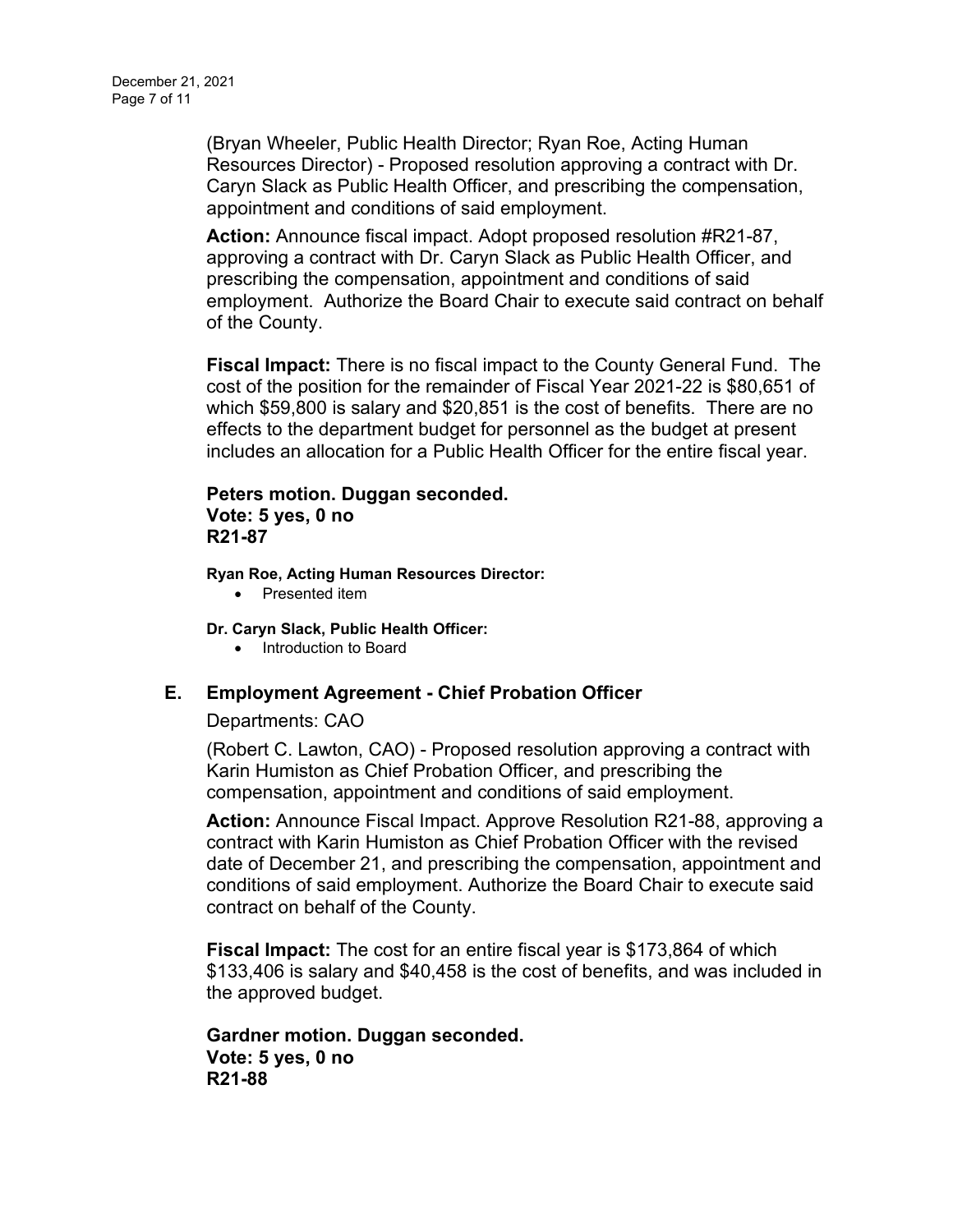(Bryan Wheeler, Public Health Director; Ryan Roe, Acting Human Resources Director) - Proposed resolution approving a contract with Dr. Caryn Slack as Public Health Officer, and prescribing the compensation, appointment and conditions of said employment.

**Action:** Announce fiscal impact. Adopt proposed resolution #R21-87, approving a contract with Dr. Caryn Slack as Public Health Officer, and prescribing the compensation, appointment and conditions of said employment. Authorize the Board Chair to execute said contract on behalf of the County.

**Fiscal Impact:** There is no fiscal impact to the County General Fund. The cost of the position for the remainder of Fiscal Year 2021-22 is $80,651 of which $59,800 is salary and $20,851 is the cost of benefits. There are no effects to the department budget for personnel as the budget at present includes an allocation for a Public Health Officer for the entire fiscal year.

**Peters motion. Duggan seconded.**
**Vote: 5 yes, 0 no**
**R21-87**

**Ryan Roe, Acting Human Resources Director:**

- Presented item

**Dr. Caryn Slack, Public Health Officer:**

- Introduction to Board

## E. Employment Agreement - Chief Probation Officer

Departments: CAO

(Robert C. Lawton, CAO) - Proposed resolution approving a contract with Karin Humiston as Chief Probation Officer, and prescribing the compensation, appointment and conditions of said employment.

**Action:** Announce Fiscal Impact. Approve Resolution R21-88, approving a contract with Karin Humiston as Chief Probation Officer with the revised date of December 21, and prescribing the compensation, appointment and conditions of said employment. Authorize the Board Chair to execute said contract on behalf of the County.

**Fiscal Impact:** The cost for an entire fiscal year is $173,864 of which $133,406 is salary and $40,458 is the cost of benefits, and was included in the approved budget.

**Gardner motion. Duggan seconded.**
**Vote: 5 yes, 0 no**
**R21-88**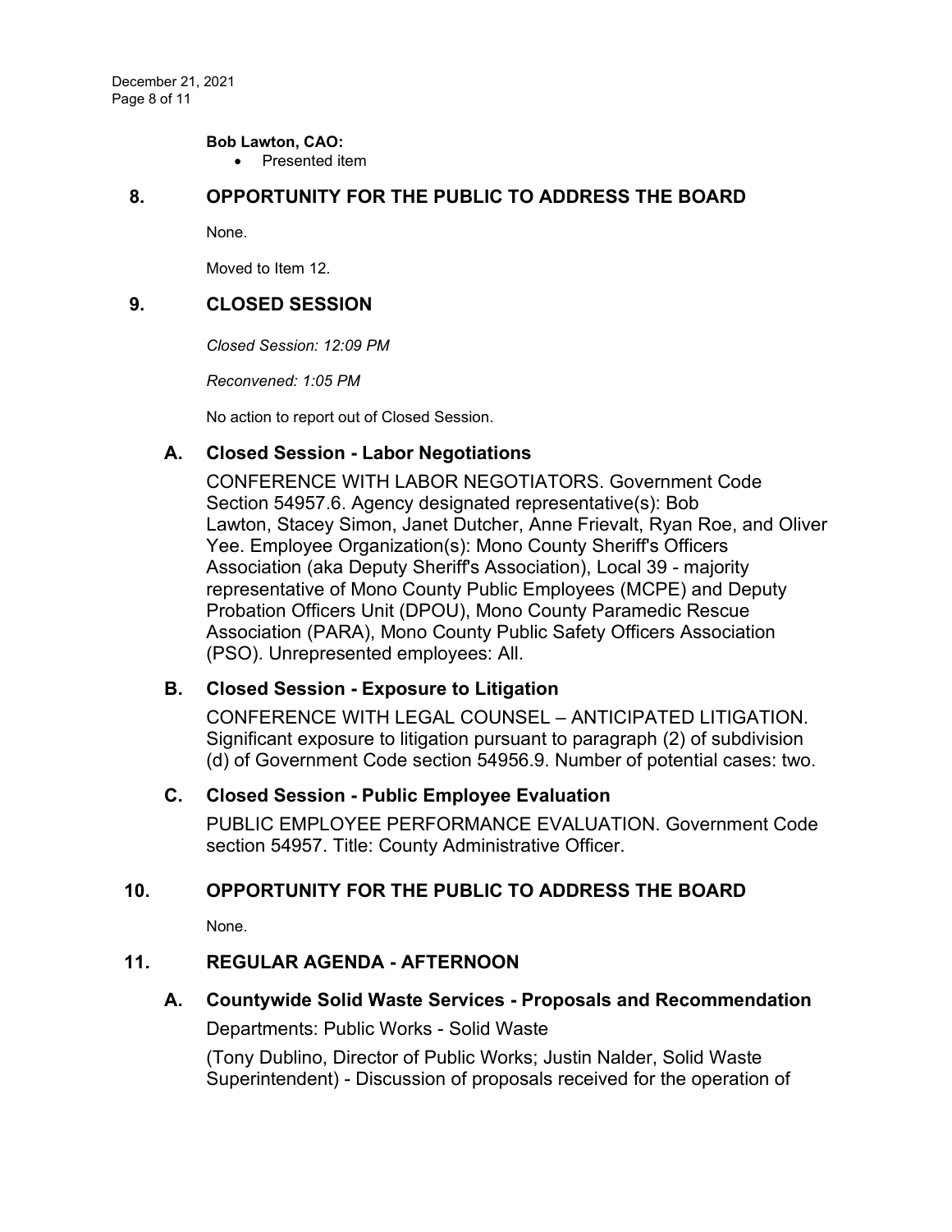**Bob Lawton, CAO:**

- Presented item

## 8. OPPORTUNITY FOR THE PUBLIC TO ADDRESS THE BOARD

None.

Moved to Item 12.

## 9. CLOSED SESSION

*Closed Session: 12:09 PM*

*Reconvened: 1:05 PM*

No action to report out of Closed Session.

### A. Closed Session - Labor Negotiations

CONFERENCE WITH LABOR NEGOTIATORS. Government Code Section 54957.6. Agency designated representative(s): Bob Lawton, Stacey Simon, Janet Dutcher, Anne Frievalt, Ryan Roe, and Oliver Yee. Employee Organization(s): Mono County Sheriff's Officers Association (aka Deputy Sheriff's Association), Local 39 - majority representative of Mono County Public Employees (MCPE) and Deputy Probation Officers Unit (DPOU), Mono County Paramedic Rescue Association (PARA), Mono County Public Safety Officers Association (PSO). Unrepresented employees: All.

### B. Closed Session - Exposure to Litigation

CONFERENCE WITH LEGAL COUNSEL – ANTICIPATED LITIGATION. Significant exposure to litigation pursuant to paragraph (2) of subdivision (d) of Government Code section 54956.9. Number of potential cases: two.

### C. Closed Session - Public Employee Evaluation

PUBLIC EMPLOYEE PERFORMANCE EVALUATION. Government Code section 54957. Title: County Administrative Officer.

## 10. OPPORTUNITY FOR THE PUBLIC TO ADDRESS THE BOARD

None.

## 11. REGULAR AGENDA - AFTERNOON

### A. Countywide Solid Waste Services - Proposals and Recommendation

Departments: Public Works - Solid Waste

(Tony Dublino, Director of Public Works; Justin Nalder, Solid Waste Superintendent) - Discussion of proposals received for the operation of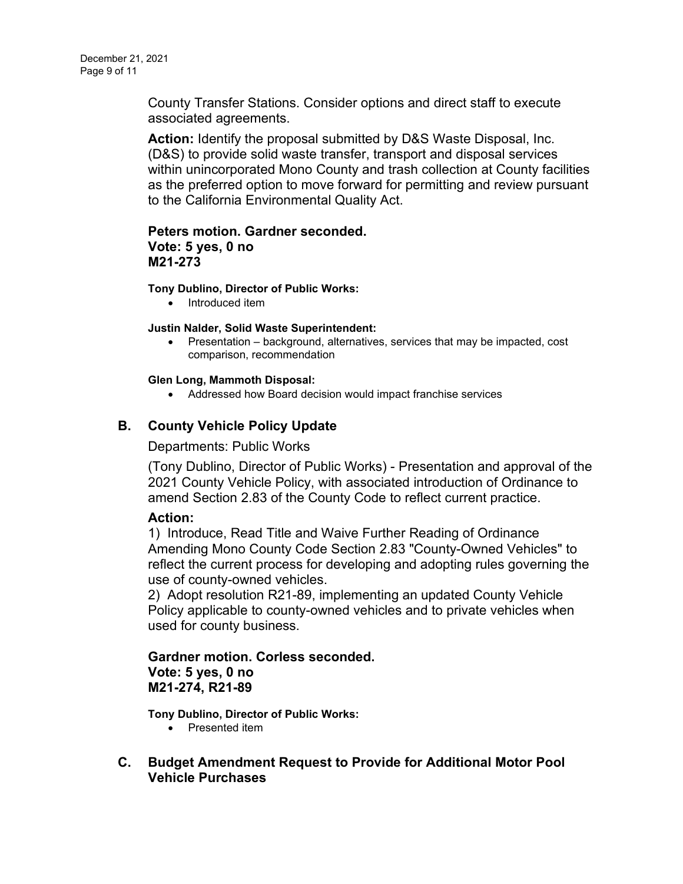County Transfer Stations. Consider options and direct staff to execute associated agreements.

**Action:** Identify the proposal submitted by D&S Waste Disposal, Inc. (D&S) to provide solid waste transfer, transport and disposal services within unincorporated Mono County and trash collection at County facilities as the preferred option to move forward for permitting and review pursuant to the California Environmental Quality Act.

**Peters motion. Gardner seconded.**
**Vote: 5 yes, 0 no**
**M21-273**

**Tony Dublino, Director of Public Works:**

- Introduced item

**Justin Nalder, Solid Waste Superintendent:**

- Presentation – background, alternatives, services that may be impacted, cost comparison, recommendation

**Glen Long, Mammoth Disposal:**

- Addressed how Board decision would impact franchise services

## B. County Vehicle Policy Update

Departments: Public Works

(Tony Dublino, Director of Public Works) - Presentation and approval of the 2021 County Vehicle Policy, with associated introduction of Ordinance to amend Section 2.83 of the County Code to reflect current practice.

**Action:**

1) Introduce, Read Title and Waive Further Reading of Ordinance Amending Mono County Code Section 2.83 "County-Owned Vehicles" to reflect the current process for developing and adopting rules governing the use of county-owned vehicles.
2) Adopt resolution R21-89, implementing an updated County Vehicle Policy applicable to county-owned vehicles and to private vehicles when used for county business.

**Gardner motion. Corless seconded.**
**Vote: 5 yes, 0 no**
**M21-274, R21-89**

**Tony Dublino, Director of Public Works:**

- Presented item

## C. Budget Amendment Request to Provide for Additional Motor Pool Vehicle Purchases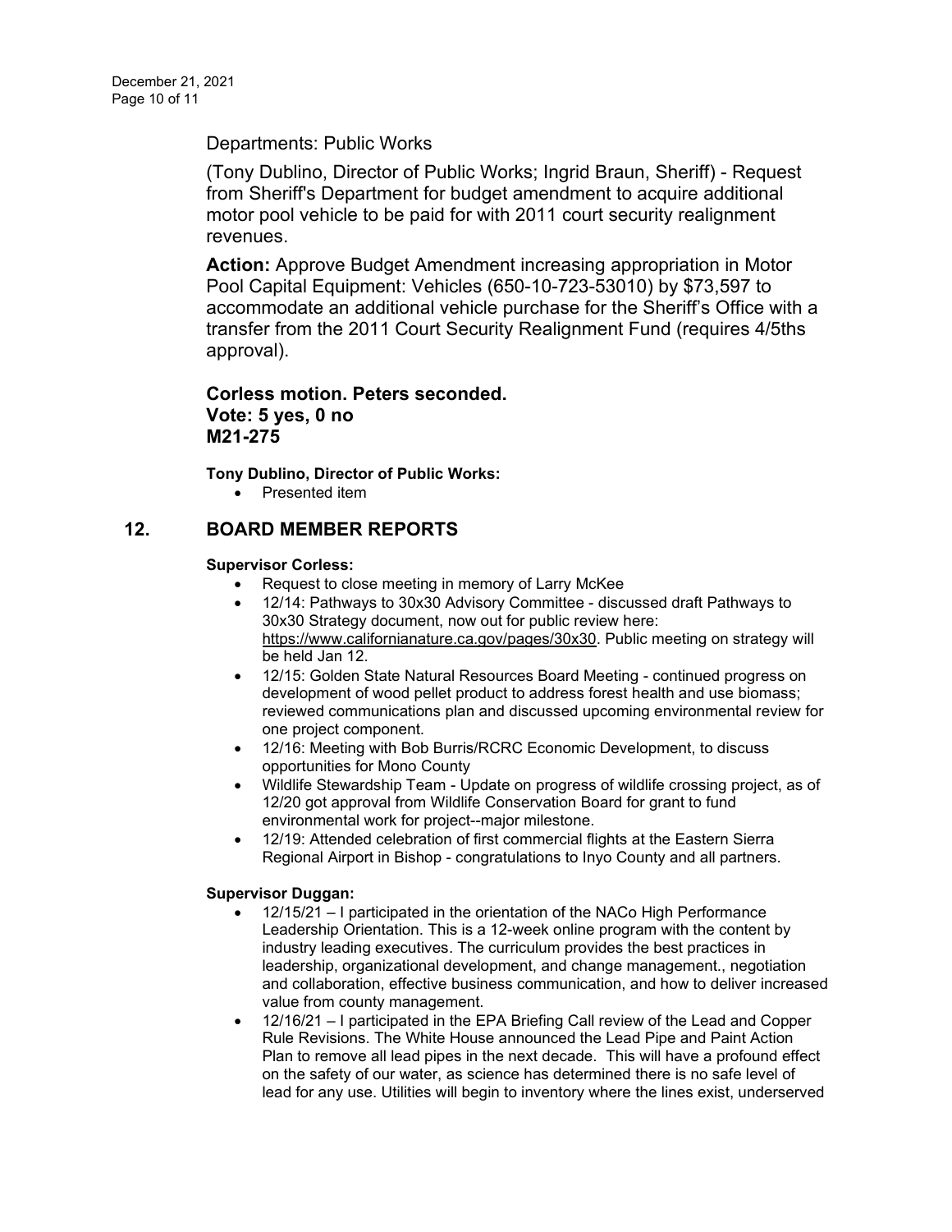Departments: Public Works

(Tony Dublino, Director of Public Works; Ingrid Braun, Sheriff) - Request from Sheriff's Department for budget amendment to acquire additional motor pool vehicle to be paid for with 2011 court security realignment revenues.

**Action:** Approve Budget Amendment increasing appropriation in Motor Pool Capital Equipment: Vehicles (650-10-723-53010) by $73,597 to accommodate an additional vehicle purchase for the Sheriff's Office with a transfer from the 2011 Court Security Realignment Fund (requires 4/5ths approval).

**Corless motion. Peters seconded.**
**Vote: 5 yes, 0 no**
**M21-275**

**Tony Dublino, Director of Public Works:**

- Presented item

## 12. BOARD MEMBER REPORTS

**Supervisor Corless:**

- Request to close meeting in memory of Larry McKee
- 12/14: Pathways to 30x30 Advisory Committee - discussed draft Pathways to 30x30 Strategy document, now out for public review here: https://www.californianature.ca.gov/pages/30x30. Public meeting on strategy will be held Jan 12.
- 12/15: Golden State Natural Resources Board Meeting - continued progress on development of wood pellet product to address forest health and use biomass; reviewed communications plan and discussed upcoming environmental review for one project component.
- 12/16: Meeting with Bob Burris/RCRC Economic Development, to discuss opportunities for Mono County
- Wildlife Stewardship Team - Update on progress of wildlife crossing project, as of 12/20 got approval from Wildlife Conservation Board for grant to fund environmental work for project--major milestone.
- 12/19: Attended celebration of first commercial flights at the Eastern Sierra Regional Airport in Bishop - congratulations to Inyo County and all partners.

**Supervisor Duggan:**

- 12/15/21 – I participated in the orientation of the NACo High Performance Leadership Orientation. This is a 12-week online program with the content by industry leading executives. The curriculum provides the best practices in leadership, organizational development, and change management., negotiation and collaboration, effective business communication, and how to deliver increased value from county management.
- 12/16/21 – I participated in the EPA Briefing Call review of the Lead and Copper Rule Revisions. The White House announced the Lead Pipe and Paint Action Plan to remove all lead pipes in the next decade. This will have a profound effect on the safety of our water, as science has determined there is no safe level of lead for any use. Utilities will begin to inventory where the lines exist, underserved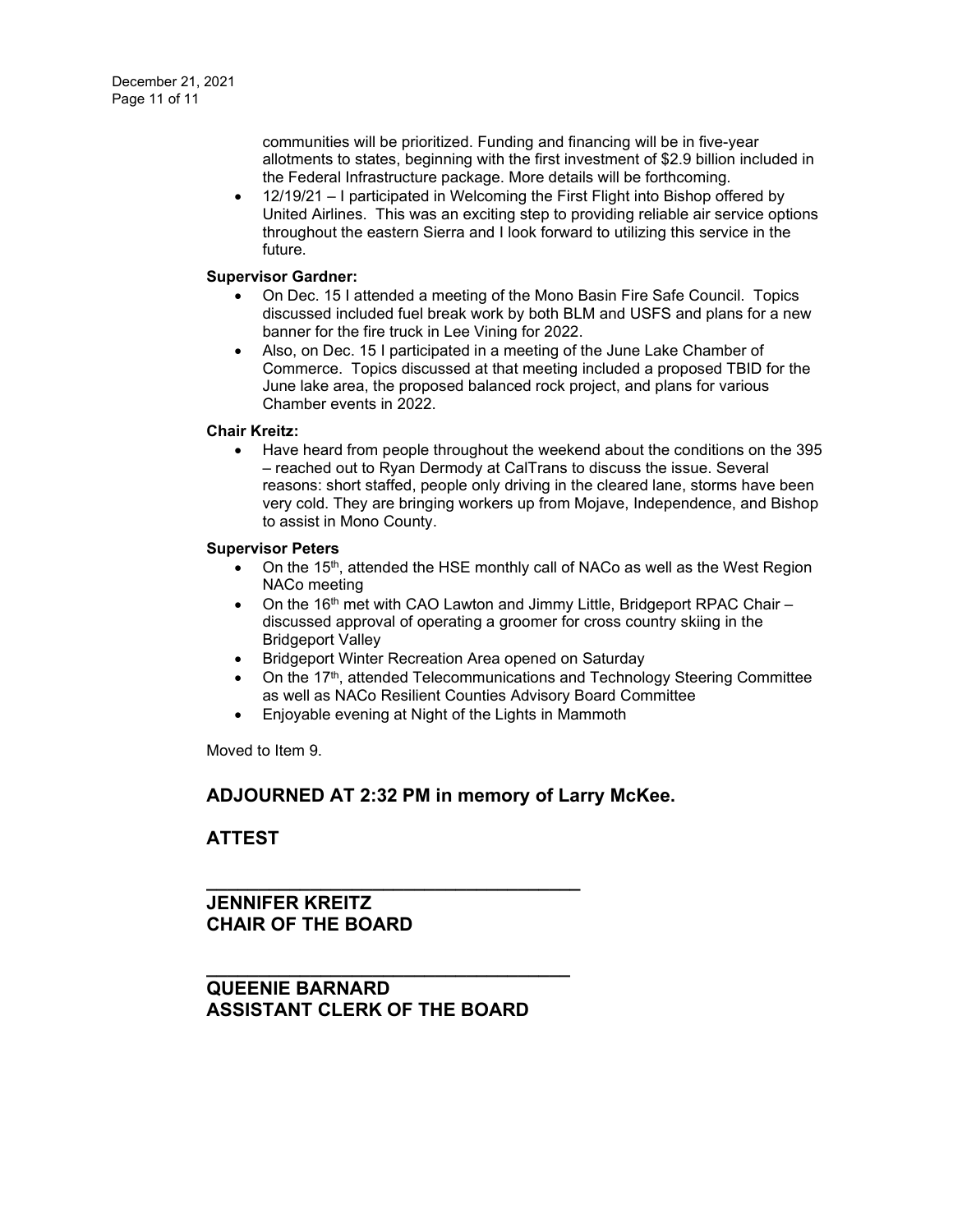communities will be prioritized. Funding and financing will be in five-year allotments to states, beginning with the first investment of $2.9 billion included in the Federal Infrastructure package. More details will be forthcoming.

- 12/19/21 – I participated in Welcoming the First Flight into Bishop offered by United Airlines. This was an exciting step to providing reliable air service options throughout the eastern Sierra and I look forward to utilizing this service in the future.

**Supervisor Gardner:**

- On Dec. 15 I attended a meeting of the Mono Basin Fire Safe Council. Topics discussed included fuel break work by both BLM and USFS and plans for a new banner for the fire truck in Lee Vining for 2022.
- Also, on Dec. 15 I participated in a meeting of the June Lake Chamber of Commerce. Topics discussed at that meeting included a proposed TBID for the June lake area, the proposed balanced rock project, and plans for various Chamber events in 2022.

**Chair Kreitz:**

- Have heard from people throughout the weekend about the conditions on the 395 – reached out to Ryan Dermody at CalTrans to discuss the issue. Several reasons: short staffed, people only driving in the cleared lane, storms have been very cold. They are bringing workers up from Mojave, Independence, and Bishop to assist in Mono County.

**Supervisor Peters**

- On the 15th, attended the HSE monthly call of NACo as well as the West Region NACo meeting
- On the 16th met with CAO Lawton and Jimmy Little, Bridgeport RPAC Chair – discussed approval of operating a groomer for cross country skiing in the Bridgeport Valley
- Bridgeport Winter Recreation Area opened on Saturday
- On the 17th, attended Telecommunications and Technology Steering Committee as well as NACo Resilient Counties Advisory Board Committee
- Enjoyable evening at Night of the Lights in Mammoth

Moved to Item 9.

## ADJOURNED AT 2:32 PM in memory of Larry McKee.

## ATTEST

\_\_\_\_\_\_\_\_\_\_\_\_\_\_\_\_\_\_\_\_\_\_\_\_\_\_\_\_\_\_\_\_\_\_\_\_

**JENNIFER KREITZ**
**CHAIR OF THE BOARD**

\_\_\_\_\_\_\_\_\_\_\_\_\_\_\_\_\_\_\_\_\_\_\_\_\_\_\_\_\_\_\_\_\_\_\_\_

**QUEENIE BARNARD**
**ASSISTANT CLERK OF THE BOARD**